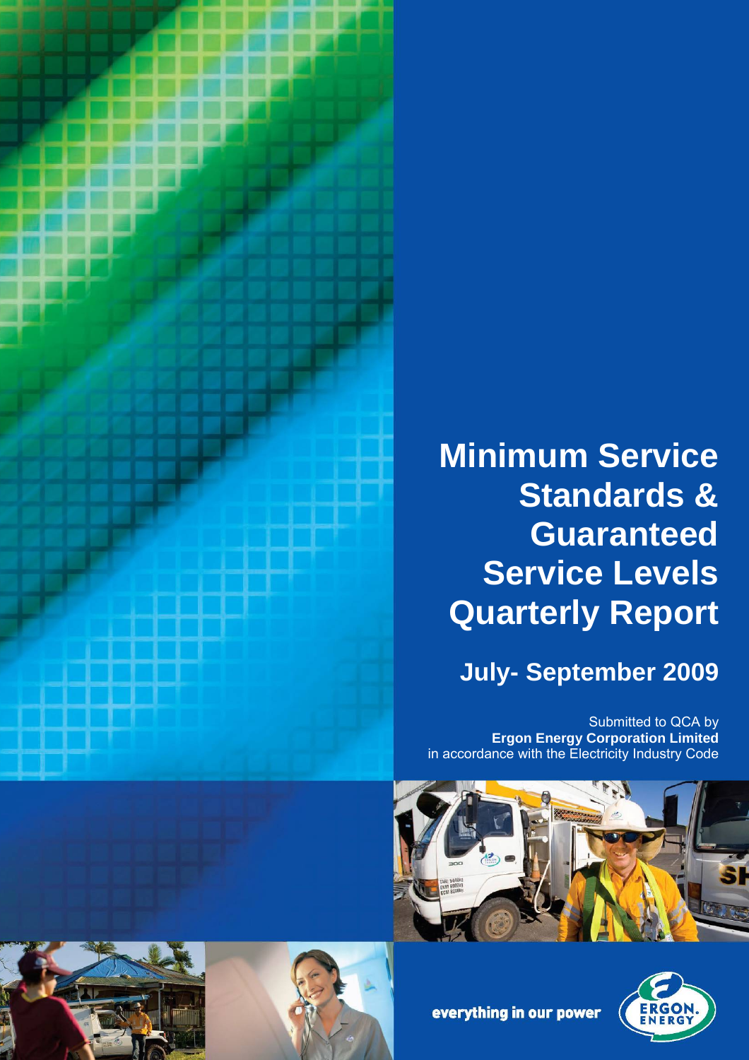# Minimum Service Standards & Guaranteed Service Levels Quarterly Report

## July- September 2009

Submitted to QCA by
**Ergon Energy Corporation Limited**
in accordance with the Electricity Industry Code

everything in our power

ERGON ENERGY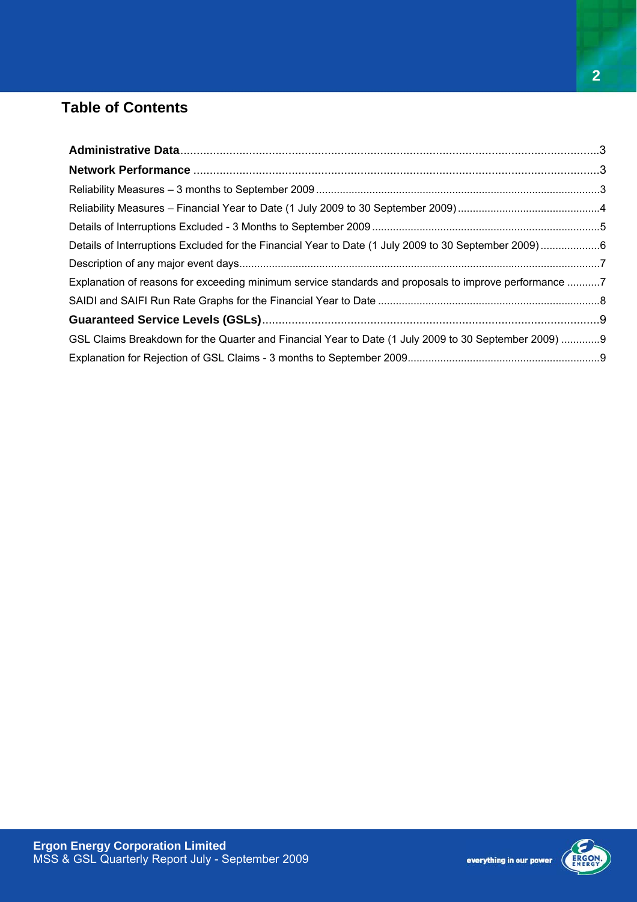## Table of Contents

**Administrative Data**...............................................................................................................................3

**Network Performance** ...........................................................................................................................3

Reliability Measures – 3 months to September 2009 ...............................................................................................3

Reliability Measures – Financial Year to Date (1 July 2009 to 30 September 2009) ................................................4

Details of Interruptions Excluded - 3 Months to September 2009 ............................................................................5

Details of Interruptions Excluded for the Financial Year to Date (1 July 2009 to 30 September 2009) ....................6

Description of any major event days........................................................................................................................7

Explanation of reasons for exceeding minimum service standards and proposals to improve performance ...........7

SAIDI and SAIFI Run Rate Graphs for the Financial Year to Date ..........................................................................8

**Guaranteed Service Levels (GSLs)**.......................................................................................................9

GSL Claims Breakdown for the Quarter and Financial Year to Date (1 July 2009 to 30 September 2009) .............9

Explanation for Rejection of GSL Claims - 3 months to September 2009................................................................9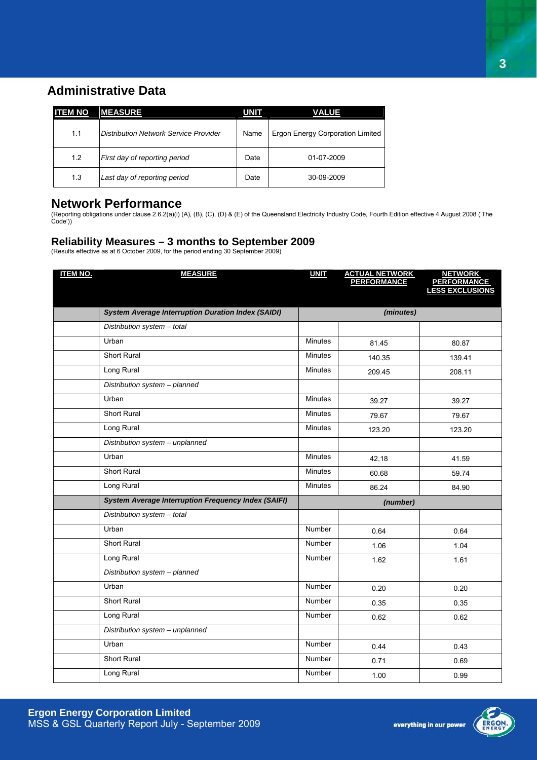## Administrative Data

| ITEM NO | MEASURE | UNIT | VALUE |
|---|---|---|---|
| 1.1 | *Distribution Network Service Provider* | Name | Ergon Energy Corporation Limited |
| 1.2 | *First day of reporting period* | Date | 01-07-2009 |
| 1.3 | *Last day of reporting period* | Date | 30-09-2009 |

## Network Performance

(Reporting obligations under clause 2.6.2(a)(i) (A), (B), (C), (D) & (E) of the Queensland Electricity Industry Code, Fourth Edition effective 4 August 2008 ('The Code'))

### Reliability Measures – 3 months to September 2009

(Results effective as at 6 October 2009, for the period ending 30 September 2009)

| ITEM NO. | MEASURE | UNIT | ACTUAL NETWORK PERFORMANCE | NETWORK PERFORMANCE LESS EXCLUSIONS |
|---|---|---|---|---|
| | ***System Average Interruption Duration Index (SAIDI)*** | | *(minutes)* | |
| | *Distribution system – total* | | | |
| | Urban | Minutes | 81.45 | 80.87 |
| | Short Rural | Minutes | 140.35 | 139.41 |
| | Long Rural | Minutes | 209.45 | 208.11 |
| | *Distribution system – planned* | | | |
| | Urban | Minutes | 39.27 | 39.27 |
| | Short Rural | Minutes | 79.67 | 79.67 |
| | Long Rural | Minutes | 123.20 | 123.20 |
| | *Distribution system – unplanned* | | | |
| | Urban | Minutes | 42.18 | 41.59 |
| | Short Rural | Minutes | 60.68 | 59.74 |
| | Long Rural | Minutes | 86.24 | 84.90 |
| | ***System Average Interruption Frequency Index (SAIFI)*** | | *(number)* | |
| | *Distribution system – total* | | | |
| | Urban | Number | 0.64 | 0.64 |
| | Short Rural | Number | 1.06 | 1.04 |
| | Long Rural | Number | 1.62 | 1.61 |
| | *Distribution system – planned* | | | |
| | Urban | Number | 0.20 | 0.20 |
| | Short Rural | Number | 0.35 | 0.35 |
| | Long Rural | Number | 0.62 | 0.62 |
| | *Distribution system – unplanned* | | | |
| | Urban | Number | 0.44 | 0.43 |
| | Short Rural | Number | 0.71 | 0.69 |
| | Long Rural | Number | 1.00 | 0.99 |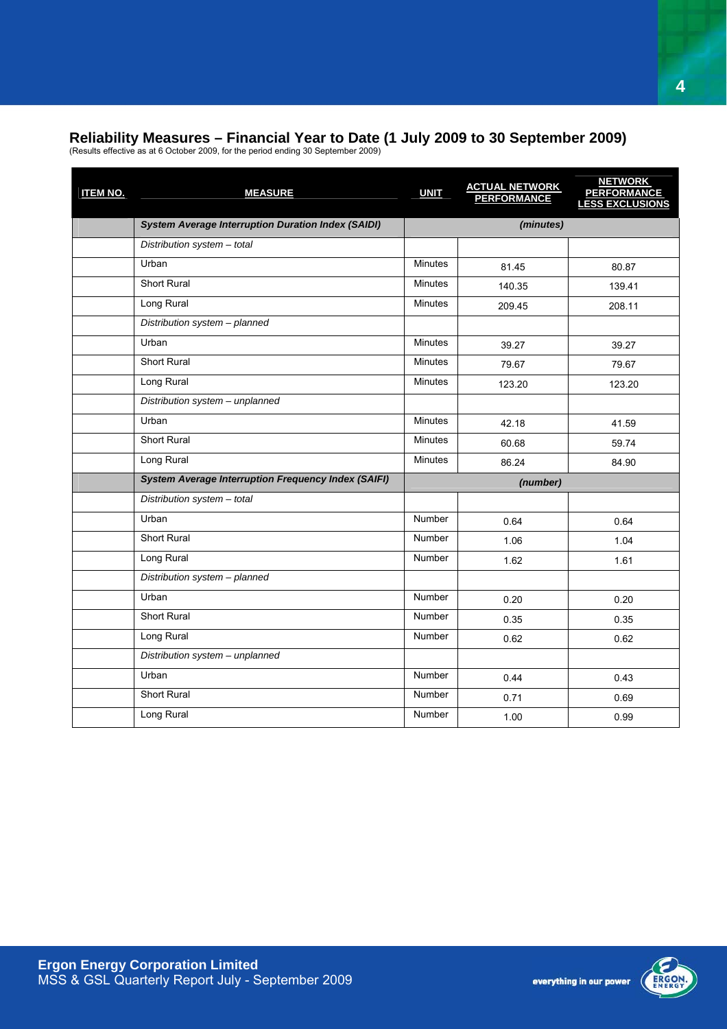## Reliability Measures – Financial Year to Date (1 July 2009 to 30 September 2009)

(Results effective as at 6 October 2009, for the period ending 30 September 2009)

| ITEM NO. | MEASURE | UNIT | ACTUAL NETWORK PERFORMANCE | NETWORK PERFORMANCE LESS EXCLUSIONS |
|---|---|---|---|---|
| | ***System Average Interruption Duration Index (SAIDI)*** | *(minutes)* | | |
| | *Distribution system – total* | | | |
| | Urban | Minutes | 81.45 | 80.87 |
| | Short Rural | Minutes | 140.35 | 139.41 |
| | Long Rural | Minutes | 209.45 | 208.11 |
| | *Distribution system – planned* | | | |
| | Urban | Minutes | 39.27 | 39.27 |
| | Short Rural | Minutes | 79.67 | 79.67 |
| | Long Rural | Minutes | 123.20 | 123.20 |
| | *Distribution system – unplanned* | | | |
| | Urban | Minutes | 42.18 | 41.59 |
| | Short Rural | Minutes | 60.68 | 59.74 |
| | Long Rural | Minutes | 86.24 | 84.90 |
| | ***System Average Interruption Frequency Index (SAIFI)*** | *(number)* | | |
| | *Distribution system – total* | | | |
| | Urban | Number | 0.64 | 0.64 |
| | Short Rural | Number | 1.06 | 1.04 |
| | Long Rural | Number | 1.62 | 1.61 |
| | *Distribution system – planned* | | | |
| | Urban | Number | 0.20 | 0.20 |
| | Short Rural | Number | 0.35 | 0.35 |
| | Long Rural | Number | 0.62 | 0.62 |
| | *Distribution system – unplanned* | | | |
| | Urban | Number | 0.44 | 0.43 |
| | Short Rural | Number | 0.71 | 0.69 |
| | Long Rural | Number | 1.00 | 0.99 |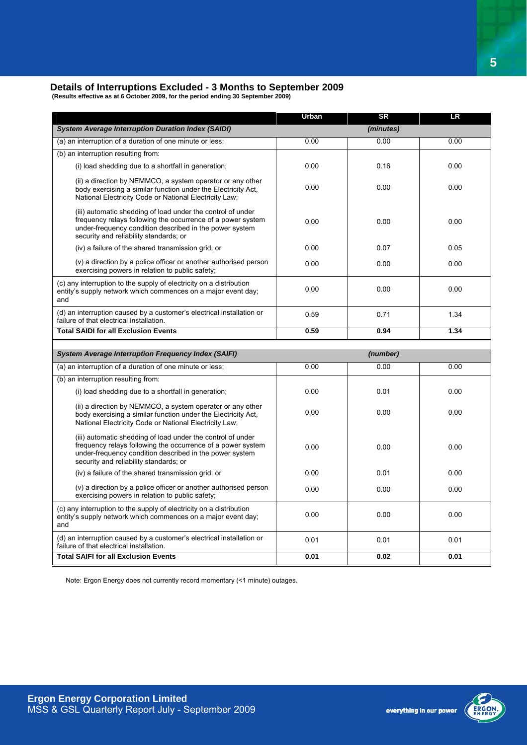## Details of Interruptions Excluded - 3 Months to September 2009

**(Results effective as at 6 October 2009, for the period ending 30 September 2009)**

| | Urban | SR | LR |
|---|---|---|---|
| ***System Average Interruption Duration Index (SAIDI)*** | | ***(minutes)*** | |
| (a) an interruption of a duration of one minute or less; | 0.00 | 0.00 | 0.00 |
| (b) an interruption resulting from: | | | |
| (i) load shedding due to a shortfall in generation; | 0.00 | 0.16 | 0.00 |
| (ii) a direction by NEMMCO, a system operator or any other body exercising a similar function under the Electricity Act, National Electricity Code or National Electricity Law; | 0.00 | 0.00 | 0.00 |
| (iii) automatic shedding of load under the control of under frequency relays following the occurrence of a power system under-frequency condition described in the power system security and reliability standards; or | 0.00 | 0.00 | 0.00 |
| (iv) a failure of the shared transmission grid; or | 0.00 | 0.07 | 0.05 |
| (v) a direction by a police officer or another authorised person exercising powers in relation to public safety; | 0.00 | 0.00 | 0.00 |
| (c) any interruption to the supply of electricity on a distribution entity's supply network which commences on a major event day; and | 0.00 | 0.00 | 0.00 |
| (d) an interruption caused by a customer's electrical installation or failure of that electrical installation. | 0.59 | 0.71 | 1.34 |
| **Total SAIDI for all Exclusion Events** | **0.59** | **0.94** | **1.34** |

| | Urban | SR | LR |
|---|---|---|---|
| ***System Average Interruption Frequency Index (SAIFI)*** | | ***(number)*** | |
| (a) an interruption of a duration of one minute or less; | 0.00 | 0.00 | 0.00 |
| (b) an interruption resulting from: | | | |
| (i) load shedding due to a shortfall in generation; | 0.00 | 0.01 | 0.00 |
| (ii) a direction by NEMMCO, a system operator or any other body exercising a similar function under the Electricity Act, National Electricity Code or National Electricity Law; | 0.00 | 0.00 | 0.00 |
| (iii) automatic shedding of load under the control of under frequency relays following the occurrence of a power system under-frequency condition described in the power system security and reliability standards; or | 0.00 | 0.00 | 0.00 |
| (iv) a failure of the shared transmission grid; or | 0.00 | 0.01 | 0.00 |
| (v) a direction by a police officer or another authorised person exercising powers in relation to public safety; | 0.00 | 0.00 | 0.00 |
| (c) any interruption to the supply of electricity on a distribution entity's supply network which commences on a major event day; and | 0.00 | 0.00 | 0.00 |
| (d) an interruption caused by a customer's electrical installation or failure of that electrical installation. | 0.01 | 0.01 | 0.01 |
| **Total SAIFI for all Exclusion Events** | **0.01** | **0.02** | **0.01** |

Note: Ergon Energy does not currently record momentary (<1 minute) outages.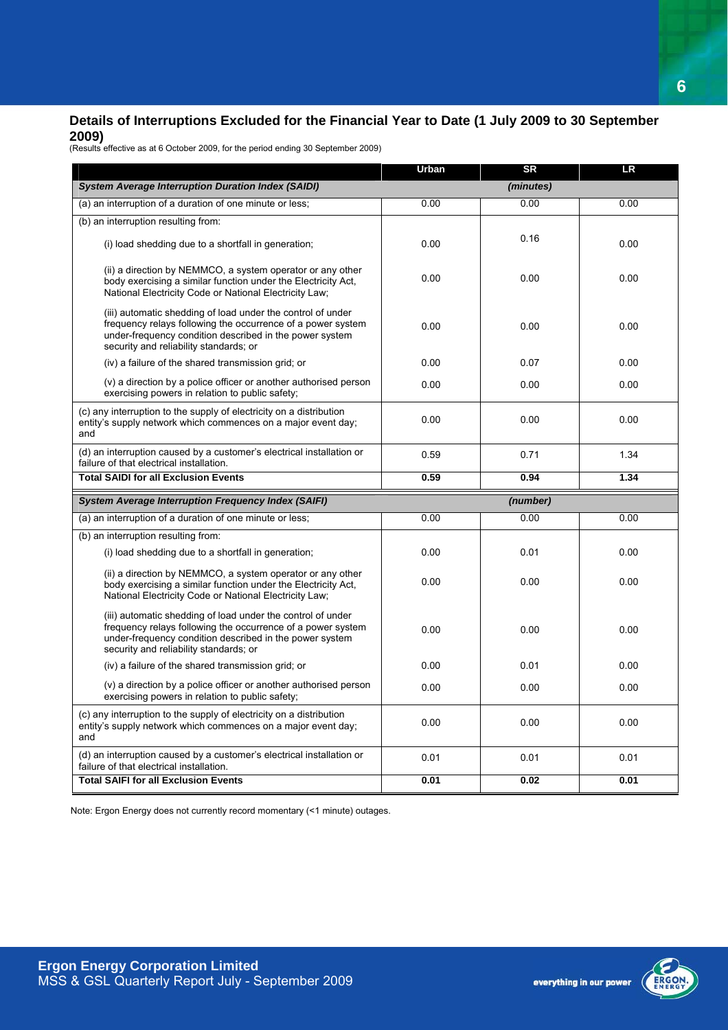## Details of Interruptions Excluded for the Financial Year to Date (1 July 2009 to 30 September 2009)

(Results effective as at 6 October 2009, for the period ending 30 September 2009)

| | Urban | SR | LR |
|---|---|---|---|
| ***System Average Interruption Duration Index (SAIDI)*** | | ***(minutes)*** | |
| (a) an interruption of a duration of one minute or less; | 0.00 | 0.00 | 0.00 |
| (b) an interruption resulting from: | | | |
| (i) load shedding due to a shortfall in generation; | 0.00 | 0.16 | 0.00 |
| (ii) a direction by NEMMCO, a system operator or any other body exercising a similar function under the Electricity Act, National Electricity Code or National Electricity Law; | 0.00 | 0.00 | 0.00 |
| (iii) automatic shedding of load under the control of under frequency relays following the occurrence of a power system under-frequency condition described in the power system security and reliability standards; or | 0.00 | 0.00 | 0.00 |
| (iv) a failure of the shared transmission grid; or | 0.00 | 0.07 | 0.00 |
| (v) a direction by a police officer or another authorised person exercising powers in relation to public safety; | 0.00 | 0.00 | 0.00 |
| (c) any interruption to the supply of electricity on a distribution entity's supply network which commences on a major event day; and | 0.00 | 0.00 | 0.00 |
| (d) an interruption caused by a customer's electrical installation or failure of that electrical installation. | 0.59 | 0.71 | 1.34 |
| **Total SAIDI for all Exclusion Events** | **0.59** | **0.94** | **1.34** |
| ***System Average Interruption Frequency Index (SAIFI)*** | | ***(number)*** | |
| (a) an interruption of a duration of one minute or less; | 0.00 | 0.00 | 0.00 |
| (b) an interruption resulting from: | | | |
| (i) load shedding due to a shortfall in generation; | 0.00 | 0.01 | 0.00 |
| (ii) a direction by NEMMCO, a system operator or any other body exercising a similar function under the Electricity Act, National Electricity Code or National Electricity Law; | 0.00 | 0.00 | 0.00 |
| (iii) automatic shedding of load under the control of under frequency relays following the occurrence of a power system under-frequency condition described in the power system security and reliability standards; or | 0.00 | 0.00 | 0.00 |
| (iv) a failure of the shared transmission grid; or | 0.00 | 0.01 | 0.00 |
| (v) a direction by a police officer or another authorised person exercising powers in relation to public safety; | 0.00 | 0.00 | 0.00 |
| (c) any interruption to the supply of electricity on a distribution entity's supply network which commences on a major event day; and | 0.00 | 0.00 | 0.00 |
| (d) an interruption caused by a customer's electrical installation or failure of that electrical installation. | 0.01 | 0.01 | 0.01 |
| **Total SAIFI for all Exclusion Events** | **0.01** | **0.02** | **0.01** |

Note: Ergon Energy does not currently record momentary (<1 minute) outages.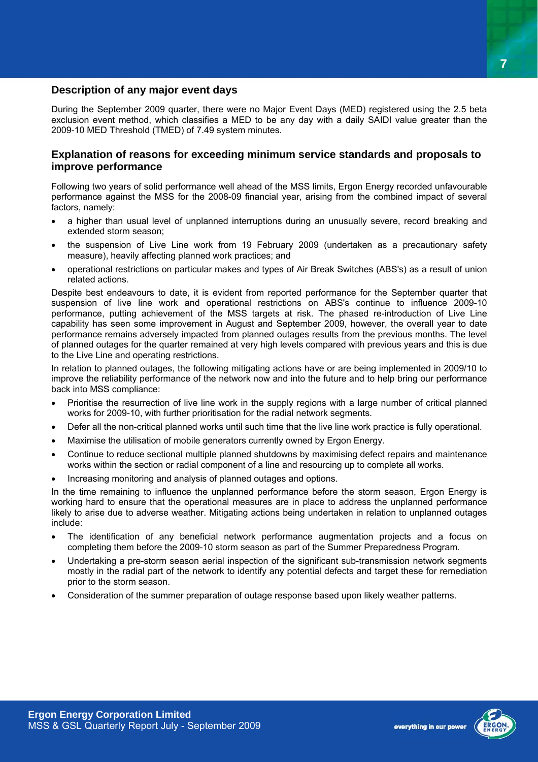## Description of any major event days

During the September 2009 quarter, there were no Major Event Days (MED) registered using the 2.5 beta exclusion event method, which classifies a MED to be any day with a daily SAIDI value greater than the 2009-10 MED Threshold (TMED) of 7.49 system minutes.

## Explanation of reasons for exceeding minimum service standards and proposals to improve performance

Following two years of solid performance well ahead of the MSS limits, Ergon Energy recorded unfavourable performance against the MSS for the 2008-09 financial year, arising from the combined impact of several factors, namely:

- a higher than usual level of unplanned interruptions during an unusually severe, record breaking and extended storm season;
- the suspension of Live Line work from 19 February 2009 (undertaken as a precautionary safety measure), heavily affecting planned work practices; and
- operational restrictions on particular makes and types of Air Break Switches (ABS's) as a result of union related actions.

Despite best endeavours to date, it is evident from reported performance for the September quarter that suspension of live line work and operational restrictions on ABS's continue to influence 2009-10 performance, putting achievement of the MSS targets at risk. The phased re-introduction of Live Line capability has seen some improvement in August and September 2009, however, the overall year to date performance remains adversely impacted from planned outages results from the previous months. The level of planned outages for the quarter remained at very high levels compared with previous years and this is due to the Live Line and operating restrictions.

In relation to planned outages, the following mitigating actions have or are being implemented in 2009/10 to improve the reliability performance of the network now and into the future and to help bring our performance back into MSS compliance:

- Prioritise the resurrection of live line work in the supply regions with a large number of critical planned works for 2009-10, with further prioritisation for the radial network segments.
- Defer all the non-critical planned works until such time that the live line work practice is fully operational.
- Maximise the utilisation of mobile generators currently owned by Ergon Energy.
- Continue to reduce sectional multiple planned shutdowns by maximising defect repairs and maintenance works within the section or radial component of a line and resourcing up to complete all works.
- Increasing monitoring and analysis of planned outages and options.

In the time remaining to influence the unplanned performance before the storm season, Ergon Energy is working hard to ensure that the operational measures are in place to address the unplanned performance likely to arise due to adverse weather. Mitigating actions being undertaken in relation to unplanned outages include:

- The identification of any beneficial network performance augmentation projects and a focus on completing them before the 2009-10 storm season as part of the Summer Preparedness Program.
- Undertaking a pre-storm season aerial inspection of the significant sub-transmission network segments mostly in the radial part of the network to identify any potential defects and target these for remediation prior to the storm season.
- Consideration of the summer preparation of outage response based upon likely weather patterns.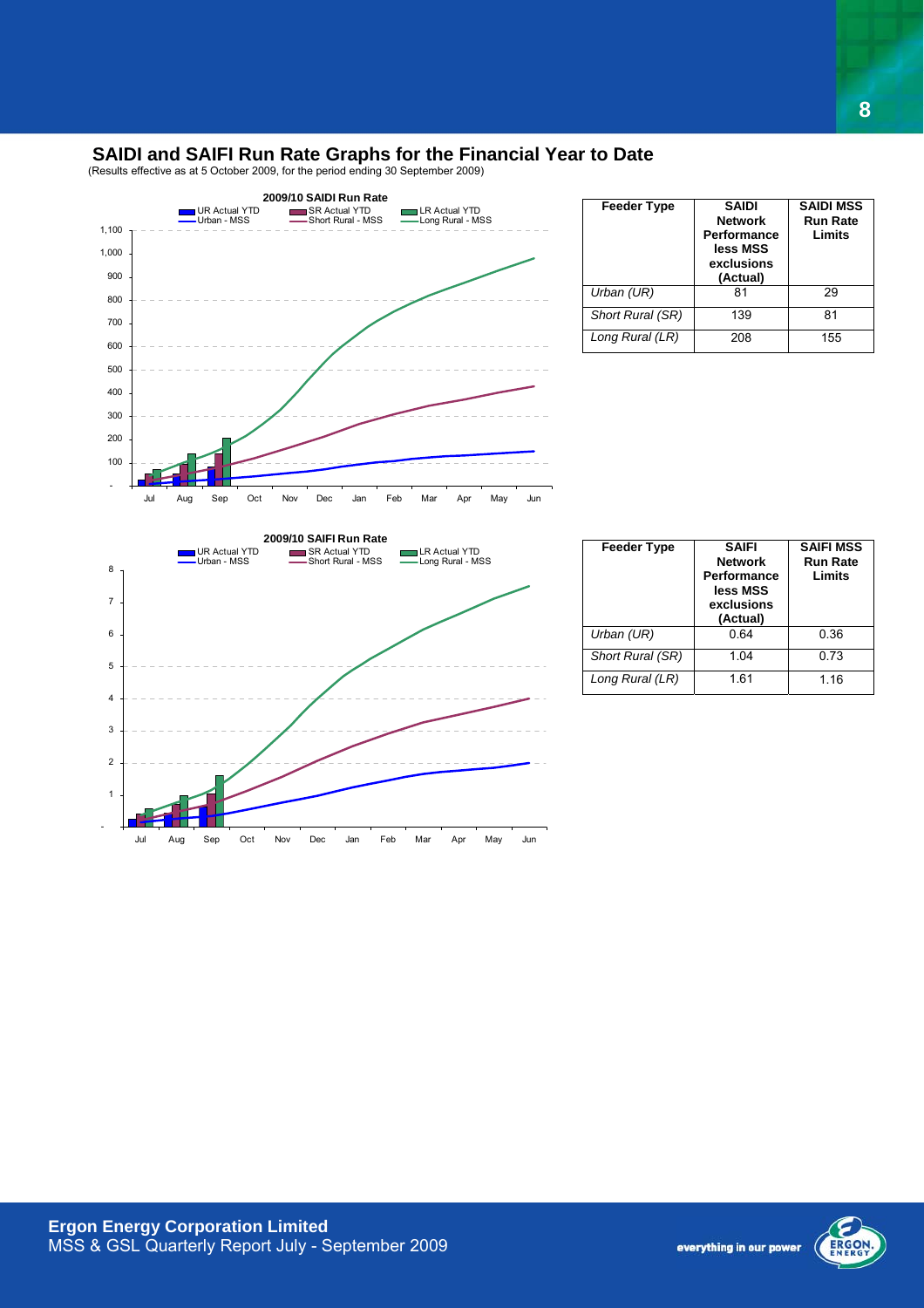## SAIDI and SAIFI Run Rate Graphs for the Financial Year to Date

(Results effective as at 5 October 2009, for the period ending 30 September 2009)

**2009/10 SAIDI Run Rate**

| Feeder Type | SAIDI Network Performance less MSS exclusions (Actual) | SAIDI MSS Run Rate Limits |
|---|---|---|
| *Urban (UR)* | 81 | 29 |
| *Short Rural (SR)* | 139 | 81 |
| *Long Rural (LR)* | 208 | 155 |

**2009/10 SAIFI Run Rate**

| Feeder Type | SAIFI Network Performance less MSS exclusions (Actual) | SAIFI MSS Run Rate Limits |
|---|---|---|
| *Urban (UR)* | 0.64 | 0.36 |
| *Short Rural (SR)* | 1.04 | 0.73 |
| *Long Rural (LR)* | 1.61 | 1.16 |

**Ergon Energy Corporation Limited**
MSS & GSL Quarterly Report July - September 2009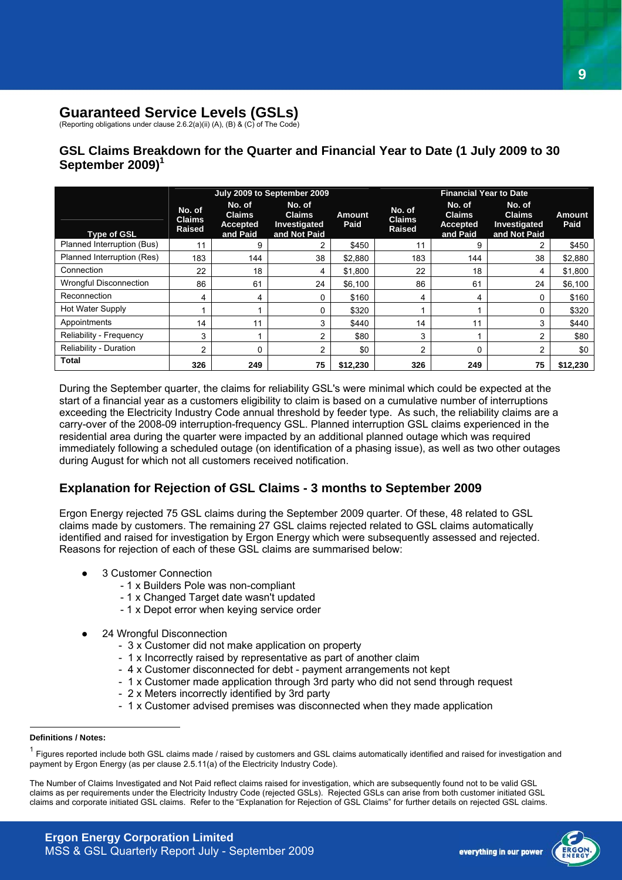# Guaranteed Service Levels (GSLs)

(Reporting obligations under clause 2.6.2(a)(ii) (A), (B) & (C) of The Code)

## GSL Claims Breakdown for the Quarter and Financial Year to Date (1 July 2009 to 30 September 2009)[1]

| | July 2009 to September 2009 | | | | Financial Year to Date | | | |
|---|---|---|---|---|---|---|---|---|
| Type of GSL | No. of Claims Raised | No. of Claims Accepted and Paid | No. of Claims Investigated and Not Paid | Amount Paid | No. of Claims Raised | No. of Claims Accepted and Paid | No. of Claims Investigated and Not Paid | Amount Paid |
| Planned Interruption (Bus) | 11 | 9 | 2 | $450 | 11 | 9 | 2 | $450 |
| Planned Interruption (Res) | 183 | 144 | 38 | $2,880 | 183 | 144 | 38 | $2,880 |
| Connection | 22 | 18 | 4 | $1,800 | 22 | 18 | 4 | $1,800 |
| Wrongful Disconnection | 86 | 61 | 24 | $6,100 | 86 | 61 | 24 | $6,100 |
| Reconnection | 4 | 4 | 0 | $160 | 4 | 4 | 0 | $160 |
| Hot Water Supply | 1 | 1 | 0 | $320 | 1 | 1 | 0 | $320 |
| Appointments | 14 | 11 | 3 | $440 | 14 | 11 | 3 | $440 |
| Reliability - Frequency | 3 | 1 | 2 | $80 | 3 | 1 | 2 | $80 |
| Reliability - Duration | 2 | 0 | 2 | $0 | 2 | 0 | 2 | $0 |
| **Total** | **326** | **249** | **75** | **$12,230** | **326** | **249** | **75** | **$12,230** |

During the September quarter, the claims for reliability GSL's were minimal which could be expected at the start of a financial year as a customers eligibility to claim is based on a cumulative number of interruptions exceeding the Electricity Industry Code annual threshold by feeder type. As such, the reliability claims are a carry-over of the 2008-09 interruption-frequency GSL. Planned interruption GSL claims experienced in the residential area during the quarter were impacted by an additional planned outage which was required immediately following a scheduled outage (on identification of a phasing issue), as well as two other outages during August for which not all customers received notification.

## Explanation for Rejection of GSL Claims - 3 months to September 2009

Ergon Energy rejected 75 GSL claims during the September 2009 quarter. Of these, 48 related to GSL claims made by customers. The remaining 27 GSL claims rejected related to GSL claims automatically identified and raised for investigation by Ergon Energy which were subsequently assessed and rejected. Reasons for rejection of each of these GSL claims are summarised below:

- 3 Customer Connection
  - 1 x Builders Pole was non-compliant
  - 1 x Changed Target date wasn't updated
  - 1 x Depot error when keying service order
- 24 Wrongful Disconnection
  - 3 x Customer did not make application on property
  - 1 x Incorrectly raised by representative as part of another claim
  - 4 x Customer disconnected for debt - payment arrangements not kept
  - 1 x Customer made application through 3rd party who did not send through request
  - 2 x Meters incorrectly identified by 3rd party
  - 1 x Customer advised premises was disconnected when they made application

**Definitions / Notes:**

[1] Figures reported include both GSL claims made / raised by customers and GSL claims automatically identified and raised for investigation and payment by Ergon Energy (as per clause 2.5.11(a) of the Electricity Industry Code).

The Number of Claims Investigated and Not Paid reflect claims raised for investigation, which are subsequently found not to be valid GSL claims as per requirements under the Electricity Industry Code (rejected GSLs). Rejected GSLs can arise from both customer initiated GSL claims and corporate initiated GSL claims. Refer to the "Explanation for Rejection of GSL Claims" for further details on rejected GSL claims.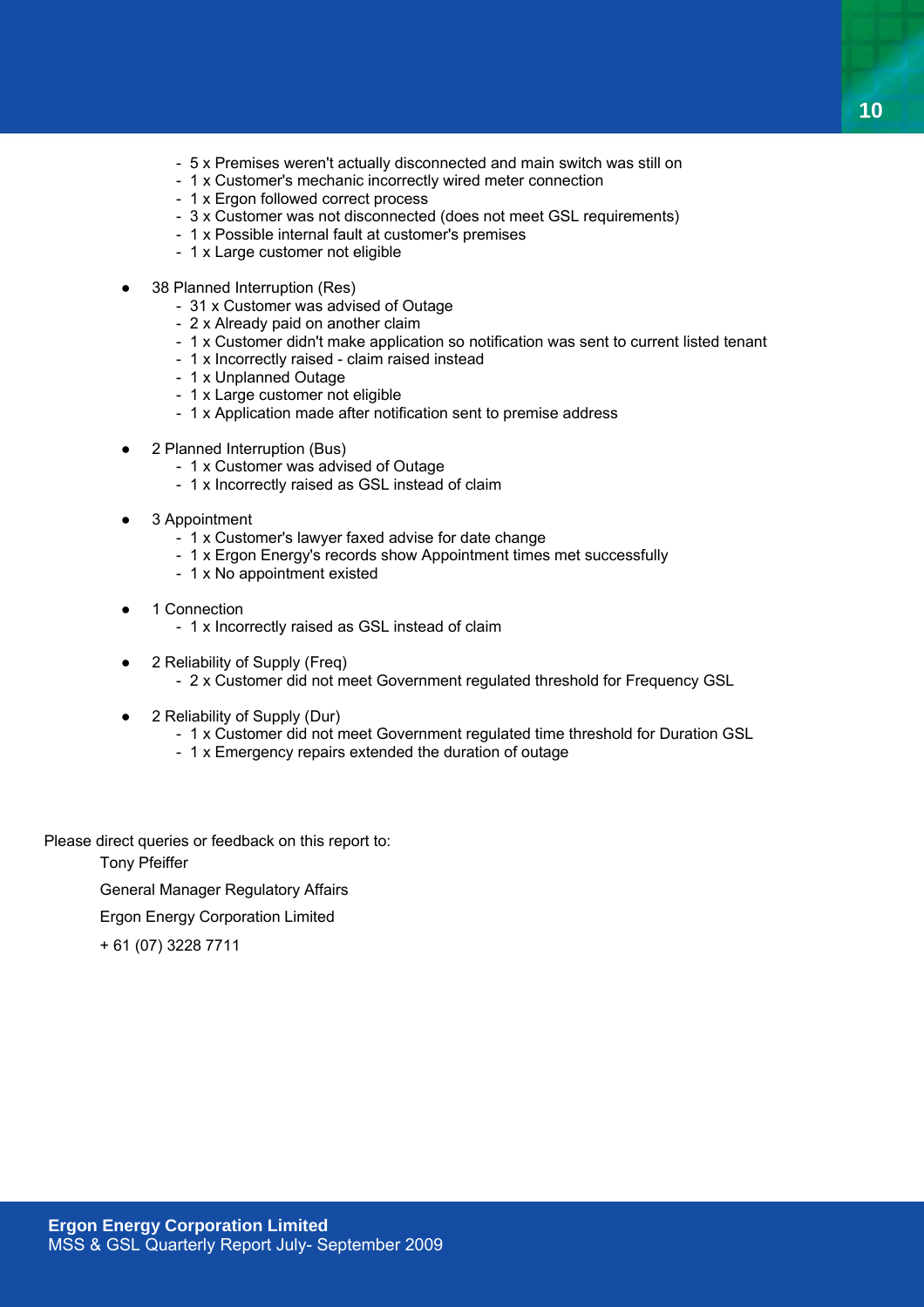- 5 x Premises weren't actually disconnected and main switch was still on
- 1 x Customer's mechanic incorrectly wired meter connection
- 1 x Ergon followed correct process
- 3 x Customer was not disconnected (does not meet GSL requirements)
- 1 x Possible internal fault at customer's premises
- 1 x Large customer not eligible

- 38 Planned Interruption (Res)
  - 31 x Customer was advised of Outage
  - 2 x Already paid on another claim
  - 1 x Customer didn't make application so notification was sent to current listed tenant
  - 1 x Incorrectly raised - claim raised instead
  - 1 x Unplanned Outage
  - 1 x Large customer not eligible
  - 1 x Application made after notification sent to premise address

- 2 Planned Interruption (Bus)
  - 1 x Customer was advised of Outage
  - 1 x Incorrectly raised as GSL instead of claim

- 3 Appointment
  - 1 x Customer's lawyer faxed advise for date change
  - 1 x Ergon Energy's records show Appointment times met successfully
  - 1 x No appointment existed

- 1 Connection
  - 1 x Incorrectly raised as GSL instead of claim

- 2 Reliability of Supply (Freq)
  - 2 x Customer did not meet Government regulated threshold for Frequency GSL

- 2 Reliability of Supply (Dur)
  - 1 x Customer did not meet Government regulated time threshold for Duration GSL
  - 1 x Emergency repairs extended the duration of outage

Please direct queries or feedback on this report to:

Tony Pfeiffer

General Manager Regulatory Affairs

Ergon Energy Corporation Limited

+ 61 (07) 3228 7711